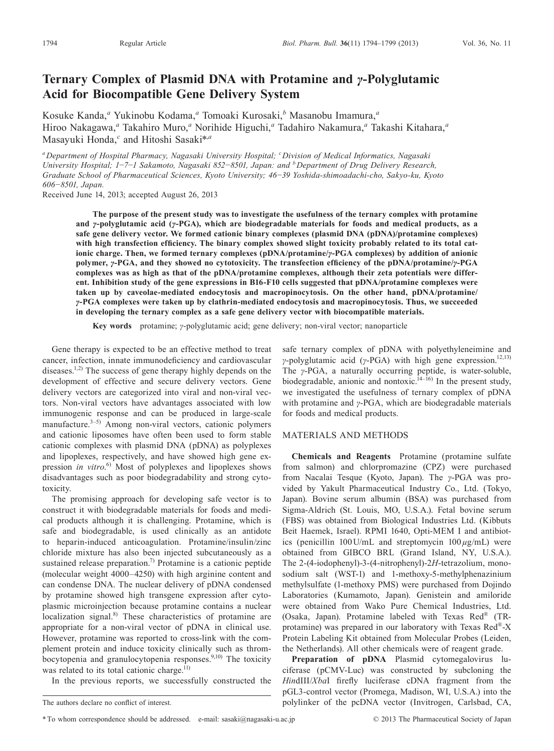Regular Article

# Ternary Complex of Plasmid DNA with Protamine and γ-Polyglutamic Acid for Biocompatible Gene Delivery System

Kosuke Kanda,[a] Yukinobu Kodama,[a] Tomoaki Kurosaki,[b] Masanobu Imamura,[a] Hiroo Nakagawa,[a] Takahiro Muro,[a] Norihide Higuchi,[a] Tadahiro Nakamura,[a] Takashi Kitahara,[a] Masayuki Honda,[c] and Hitoshi Sasaki*[,a]

[a] Department of Hospital Pharmacy, Nagasaki University Hospital; [c] Division of Medical Informatics, Nagasaki University Hospital; 1–7–1 Sakamoto, Nagasaki 852–8501, Japan: and [b] Department of Drug Delivery Research, Graduate School of Pharmaceutical Sciences, Kyoto University; 46–39 Yoshida-shimoadachi-cho, Sakyo-ku, Kyoto 606–8501, Japan.

Received June 14, 2013; accepted August 26, 2013

**The purpose of the present study was to investigate the usefulness of the ternary complex with protamine and γ-polyglutamic acid (γ-PGA), which are biodegradable materials for foods and medical products, as a safe gene delivery vector. We formed cationic binary complexes (plasmid DNA (pDNA)/protamine complexes) with high transfection efficiency. The binary complex showed slight toxicity probably related to its total cationic charge. Then, we formed ternary complexes (pDNA/protamine/γ-PGA complexes) by addition of anionic polymer, γ-PGA, and they showed no cytotoxicity. The transfection efficiency of the pDNA/protamine/γ-PGA complexes was as high as that of the pDNA/protamine complexes, although their zeta potentials were different. Inhibition study of the gene expressions in B16-F10 cells suggested that pDNA/protamine complexes were taken up by caveolae-mediated endocytosis and macropinocytosis. On the other hand, pDNA/protamine/γ-PGA complexes were taken up by clathrin-mediated endocytosis and macropinocytosis. Thus, we succeeded in developing the ternary complex as a safe gene delivery vector with biocompatible materials.**

**Key words** protamine; γ-polyglutamic acid; gene delivery; non-viral vector; nanoparticle

Gene therapy is expected to be an effective method to treat cancer, infection, innate immunodeficiency and cardiovascular diseases.[1,2] The success of gene therapy highly depends on the development of effective and secure delivery vectors. Gene delivery vectors are categorized into viral and non-viral vectors. Non-viral vectors have advantages associated with low immunogenic response and can be produced in large-scale manufacture.[3–5] Among non-viral vectors, cationic polymers and cationic liposomes have often been used to form stable cationic complexes with plasmid DNA (pDNA) as polyplexes and lipoplexes, respectively, and have showed high gene expression *in vitro*.[6] Most of polyplexes and lipoplexes shows disadvantages such as poor biodegradability and strong cytotoxicity.

The promising approach for developing safe vector is to construct it with biodegradable materials for foods and medical products although it is challenging. Protamine, which is safe and biodegradable, is used clinically as an antidote to heparin-induced anticoagulation. Protamine/insulin/zinc chloride mixture has also been injected subcutaneously as a sustained release preparation.[7] Protamine is a cationic peptide (molecular weight 4000–4250) with high arginine content and can condense DNA. The nuclear delivery of pDNA condensed by protamine showed high transgene expression after cytoplasmic microinjection because protamine contains a nuclear localization signal.[8] These characteristics of protamine are appropriate for a non-viral vector of pDNA in clinical use. However, protamine was reported to cross-link with the complement protein and induce toxicity clinically such as thrombocytopenia and granulocytopenia responses.[9,10] The toxicity was related to its total cationic charge.[11]

In the previous reports, we successfully constructed the safe ternary complex of pDNA with polyethyleneimine and γ-polyglutamic acid (γ-PGA) with high gene expression.[12,13] The γ-PGA, a naturally occurring peptide, is water-soluble, biodegradable, anionic and nontoxic.[14–16] In the present study, we investigated the usefulness of ternary complex of pDNA with protamine and γ-PGA, which are biodegradable materials for foods and medical products.

## MATERIALS AND METHODS

**Chemicals and Reagents** Protamine (protamine sulfate from salmon) and chlorpromazine (CPZ) were purchased from Nacalai Tesque (Kyoto, Japan). The γ-PGA was provided by Yakult Pharmaceutical Industry Co., Ltd. (Tokyo, Japan). Bovine serum albumin (BSA) was purchased from Sigma-Aldrich (St. Louis, MO, U.S.A.). Fetal bovine serum (FBS) was obtained from Biological Industries Ltd. (Kibbuts Beit Haemek, Israel). RPMI 1640, Opti-MEM I and antibiotics (penicillin 100 U/mL and streptomycin 100 μg/mL) were obtained from GIBCO BRL (Grand Island, NY, U.S.A.). The 2-(4-iodophenyl)-3-(4-nitrophenyl)-2*H*-tetrazolium, monosodium salt (WST-1) and 1-methoxy-5-methylphenazinium methylsulfate (1-methoxy PMS) were purchased from Dojindo Laboratories (Kumamoto, Japan). Genistein and amiloride were obtained from Wako Pure Chemical Industries, Ltd. (Osaka, Japan). Protamine labeled with Texas Red® (TR-protamine) was prepared in our laboratory with Texas Red®-X Protein Labeling Kit obtained from Molecular Probes (Leiden, the Netherlands). All other chemicals were of reagent grade.

**Preparation of pDNA** Plasmid cytomegalovirus luciferase (pCMV-Luc) was constructed by subcloning the *Hin*dIII/*Xba*I firefly luciferase cDNA fragment from the pGL3-control vector (Promega, Madison, WI, U.S.A.) into the polylinker of the pcDNA vector (Invitrogen, Carlsbad, CA,

The authors declare no conflict of interest.

\* To whom correspondence should be addressed. e-mail: sasaki@nagasaki-u.ac.jp

© 2013 The Pharmaceutical Society of Japan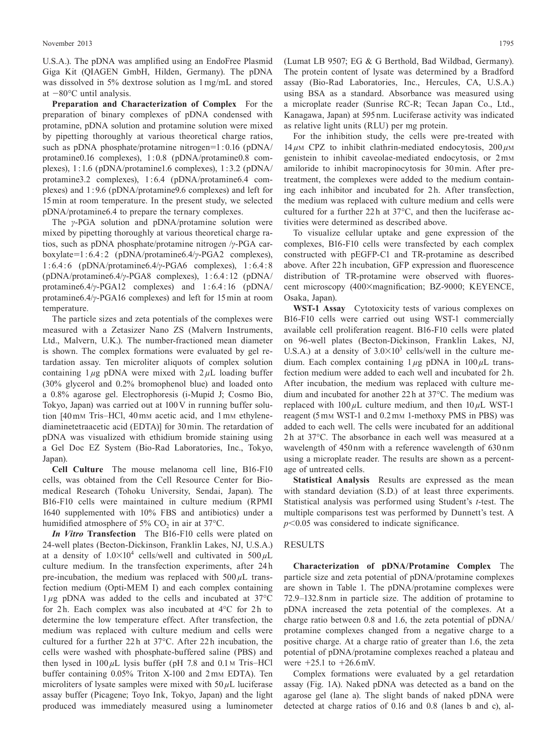U.S.A.). The pDNA was amplified using an EndoFree Plasmid Giga Kit (QIAGEN GmbH, Hilden, Germany). The pDNA was dissolved in 5% dextrose solution as 1 mg/mL and stored at −80°C until analysis.

**Preparation and Characterization of Complex** For the preparation of binary complexes of pDNA condensed with protamine, pDNA solution and protamine solution were mixed by pipetting thoroughly at various theoretical charge ratios, such as pDNA phosphate/protamine nitrogen=1 : 0.16 (pDNA/protamine0.16 complexes), 1 : 0.8 (pDNA/protamine0.8 complexes), 1 : 1.6 (pDNA/protamine1.6 complexes), 1 : 3.2 (pDNA/protamine3.2 complexes), 1 : 6.4 (pDNA/protamine6.4 complexes) and 1 : 9.6 (pDNA/protamine9.6 complexes) and left for 15 min at room temperature. In the present study, we selected pDNA/protamine6.4 to prepare the ternary complexes.

The γ-PGA solution and pDNA/protamine solution were mixed by pipetting thoroughly at various theoretical charge ratios, such as pDNA phosphate/protamine nitrogen /γ-PGA carboxylate=1 : 6.4 : 2 (pDNA/protamine6.4/γ-PGA2 complexes), 1 : 6.4 : 6 (pDNA/protamine6.4/γ-PGA6 complexes), 1 : 6.4 : 8 (pDNA/protamine6.4/γ-PGA8 complexes), 1 : 6.4 : 12 (pDNA/protamine6.4/γ-PGA12 complexes) and 1 : 6.4 : 16 (pDNA/protamine6.4/γ-PGA16 complexes) and left for 15 min at room temperature.

The particle sizes and zeta potentials of the complexes were measured with a Zetasizer Nano ZS (Malvern Instruments, Ltd., Malvern, U.K.). The number-fractioned mean diameter is shown. The complex formations were evaluated by gel retardation assay. Ten microliter aliquots of complex solution containing 1 μg pDNA were mixed with 2 μL loading buffer (30% glycerol and 0.2% bromophenol blue) and loaded onto a 0.8% agarose gel. Electrophoresis (i-Mupid J; Cosmo Bio, Tokyo, Japan) was carried out at 100 V in running buffer solution [40 mM Tris–HCl, 40 mM acetic acid, and 1 mM ethylenediaminetetraacetic acid (EDTA)] for 30 min. The retardation of pDNA was visualized with ethidium bromide staining using a Gel Doc EZ System (Bio-Rad Laboratories, Inc., Tokyo, Japan).

**Cell Culture** The mouse melanoma cell line, B16-F10 cells, was obtained from the Cell Resource Center for Biomedical Research (Tohoku University, Sendai, Japan). The B16-F10 cells were maintained in culture medium (RPMI 1640 supplemented with 10% FBS and antibiotics) under a humidified atmosphere of 5% $CO_2$ in air at 37°C.

***In Vitro* Transfection** The B16-F10 cells were plated on 24-well plates (Becton-Dickinson, Franklin Lakes, NJ, U.S.A.) at a density of $1.0\times10^4$ cells/well and cultivated in 500 μL culture medium. In the transfection experiments, after 24 h pre-incubation, the medium was replaced with 500 μL transfection medium (Opti-MEM I) and each complex containing 1 μg pDNA was added to the cells and incubated at 37°C for 2 h. Each complex was also incubated at 4°C for 2 h to determine the low temperature effect. After transfection, the medium was replaced with culture medium and cells were cultured for a further 22 h at 37°C. After 22 h incubation, the cells were washed with phosphate-buffered saline (PBS) and then lysed in 100 μL lysis buffer (pH 7.8 and 0.1 M Tris–HCl buffer containing 0.05% Triton X-100 and 2 mM EDTA). Ten microliters of lysate samples were mixed with 50 μL luciferase assay buffer (Picagene; Toyo Ink, Tokyo, Japan) and the light produced was immediately measured using a luminometer (Lumat LB 9507; EG & G Berthold, Bad Wildbad, Germany). The protein content of lysate was determined by a Bradford assay (Bio-Rad Laboratories, Inc., Hercules, CA, U.S.A.) using BSA as a standard. Absorbance was measured using a microplate reader (Sunrise RC-R; Tecan Japan Co., Ltd., Kanagawa, Japan) at 595 nm. Luciferase activity was indicated as relative light units (RLU) per mg protein.

For the inhibition study, the cells were pre-treated with 14 μM CPZ to inhibit clathrin-mediated endocytosis, 200 μM genistein to inhibit caveolae-mediated endocytosis, or 2 mM amiloride to inhibit macropinocytosis for 30 min. After pretreatment, the complexes were added to the medium containing each inhibitor and incubated for 2 h. After transfection, the medium was replaced with culture medium and cells were cultured for a further 22 h at 37°C, and then the luciferase activities were determined as described above.

To visualize cellular uptake and gene expression of the complexes, B16-F10 cells were transfected by each complex constructed with pEGFP-C1 and TR-protamine as described above. After 22 h incubation, GFP expression and fluorescence distribution of TR-protamine were observed with fluorescent microscopy (400× magnification; BZ-9000; KEYENCE, Osaka, Japan).

**WST-1 Assay** Cytotoxicity tests of various complexes on B16-F10 cells were carried out using WST-1 commercially available cell proliferation reagent. B16-F10 cells were plated on 96-well plates (Becton-Dickinson, Franklin Lakes, NJ, U.S.A.) at a density of $3.0\times10^3$ cells/well in the culture medium. Each complex containing 1 μg pDNA in 100 μL transfection medium were added to each well and incubated for 2 h. After incubation, the medium was replaced with culture medium and incubated for another 22 h at 37°C. The medium was replaced with 100 μL culture medium, and then 10 μL WST-1 reagent (5 mM WST-1 and 0.2 mM 1-methoxy PMS in PBS) was added to each well. The cells were incubated for an additional 2 h at 37°C. The absorbance in each well was measured at a wavelength of 450 nm with a reference wavelength of 630 nm using a microplate reader. The results are shown as a percentage of untreated cells.

**Statistical Analysis** Results are expressed as the mean with standard deviation (S.D.) of at least three experiments. Statistical analysis was performed using Student's *t*-test. The multiple comparisons test was performed by Dunnett's test. A $p<0.05$ was considered to indicate significance.

## RESULTS

**Characterization of pDNA/Protamine Complex** The particle size and zeta potential of pDNA/protamine complexes are shown in Table 1. The pDNA/protamine complexes were 72.9–132.8 nm in particle size. The addition of protamine to pDNA increased the zeta potential of the complexes. At a charge ratio between 0.8 and 1.6, the zeta potential of pDNA/protamine complexes changed from a negative charge to a positive charge. At a charge ratio of greater than 1.6, the zeta potential of pDNA/protamine complexes reached a plateau and were +25.1 to +26.6 mV.

Complex formations were evaluated by a gel retardation assay (Fig. 1A). Naked pDNA was detected as a band on the agarose gel (lane a). The slight bands of naked pDNA were detected at charge ratios of 0.16 and 0.8 (lanes b and c), al-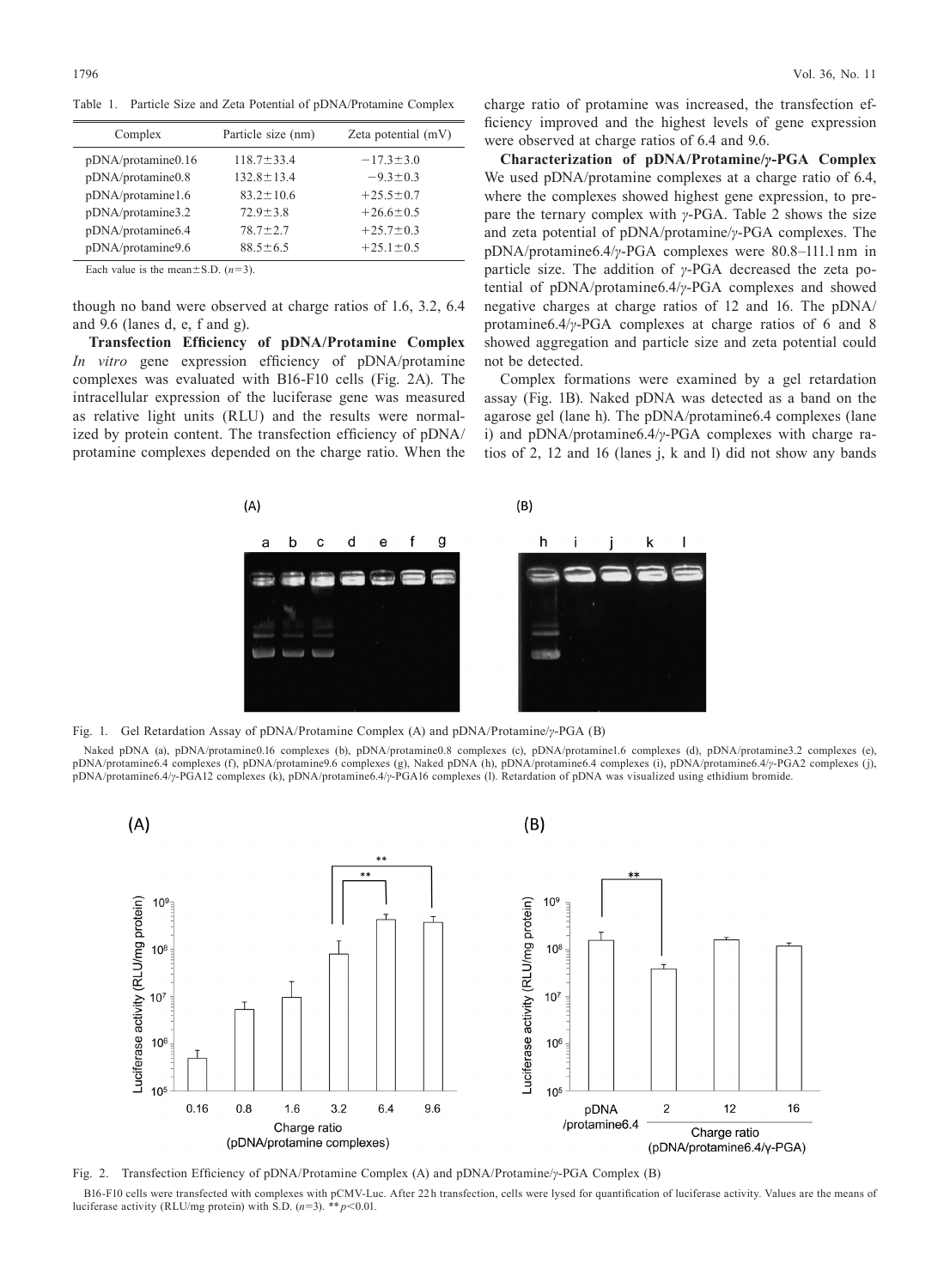Table 1. Particle Size and Zeta Potential of pDNA/Protamine Complex

| Complex | Particle size (nm) | Zeta potential (mV) |
|---|---|---|
| pDNA/protamine0.16 | 118.7±33.4 | −17.3±3.0 |
| pDNA/protamine0.8 | 132.8±13.4 | −9.3±0.3 |
| pDNA/protamine1.6 | 83.2±10.6 | +25.5±0.7 |
| pDNA/protamine3.2 | 72.9±3.8 | +26.6±0.5 |
| pDNA/protamine6.4 | 78.7±2.7 | +25.7±0.3 |
| pDNA/protamine9.6 | 88.5±6.5 | +25.1±0.5 |

Each value is the mean±S.D. ($n=3$).

though no band were observed at charge ratios of 1.6, 3.2, 6.4 and 9.6 (lanes d, e, f and g).

**Transfection Efficiency of pDNA/Protamine Complex** *In vitro* gene expression efficiency of pDNA/protamine complexes was evaluated with B16-F10 cells (Fig. 2A). The intracellular expression of the luciferase gene was measured as relative light units (RLU) and the results were normalized by protein content. The transfection efficiency of pDNA/protamine complexes depended on the charge ratio. When the charge ratio of protamine was increased, the transfection efficiency improved and the highest levels of gene expression were observed at charge ratios of 6.4 and 9.6.

**Characterization of pDNA/Protamine/γ-PGA Complex** We used pDNA/protamine complexes at a charge ratio of 6.4, where the complexes showed highest gene expression, to prepare the ternary complex with γ-PGA. Table 2 shows the size and zeta potential of pDNA/protamine/γ-PGA complexes. The pDNA/protamine6.4/γ-PGA complexes were 80.8–111.1 nm in particle size. The addition of γ-PGA decreased the zeta potential of pDNA/protamine6.4/γ-PGA complexes and showed negative charges at charge ratios of 12 and 16. The pDNA/protamine6.4/γ-PGA complexes at charge ratios of 6 and 8 showed aggregation and particle size and zeta potential could not be detected.

Complex formations were examined by a gel retardation assay (Fig. 1B). Naked pDNA was detected as a band on the agarose gel (lane h). The pDNA/protamine6.4 complexes (lane i) and pDNA/protamine6.4/γ-PGA complexes with charge ratios of 2, 12 and 16 (lanes j, k and l) did not show any bands

Fig. 1. Gel Retardation Assay of pDNA/Protamine Complex (A) and pDNA/Protamine/γ-PGA (B)

Naked pDNA (a), pDNA/protamine0.16 complexes (b), pDNA/protamine0.8 complexes (c), pDNA/protamine1.6 complexes (d), pDNA/protamine3.2 complexes (e), pDNA/protamine6.4 complexes (f), pDNA/protamine9.6 complexes (g), Naked pDNA (h), pDNA/protamine6.4 complexes (i), pDNA/protamine6.4/γ-PGA2 complexes (j), pDNA/protamine6.4/γ-PGA12 complexes (k), pDNA/protamine6.4/γ-PGA16 complexes (l). Retardation of pDNA was visualized using ethidium bromide.

Fig. 2. Transfection Efficiency of pDNA/Protamine Complex (A) and pDNA/Protamine/γ-PGA Complex (B)

B16-F10 cells were transfected with complexes with pCMV-Luc. After 22 h transfection, cells were lysed for quantification of luciferase activity. Values are the means of luciferase activity (RLU/mg protein) with S.D. ($n=3$). ** $p<0.01$.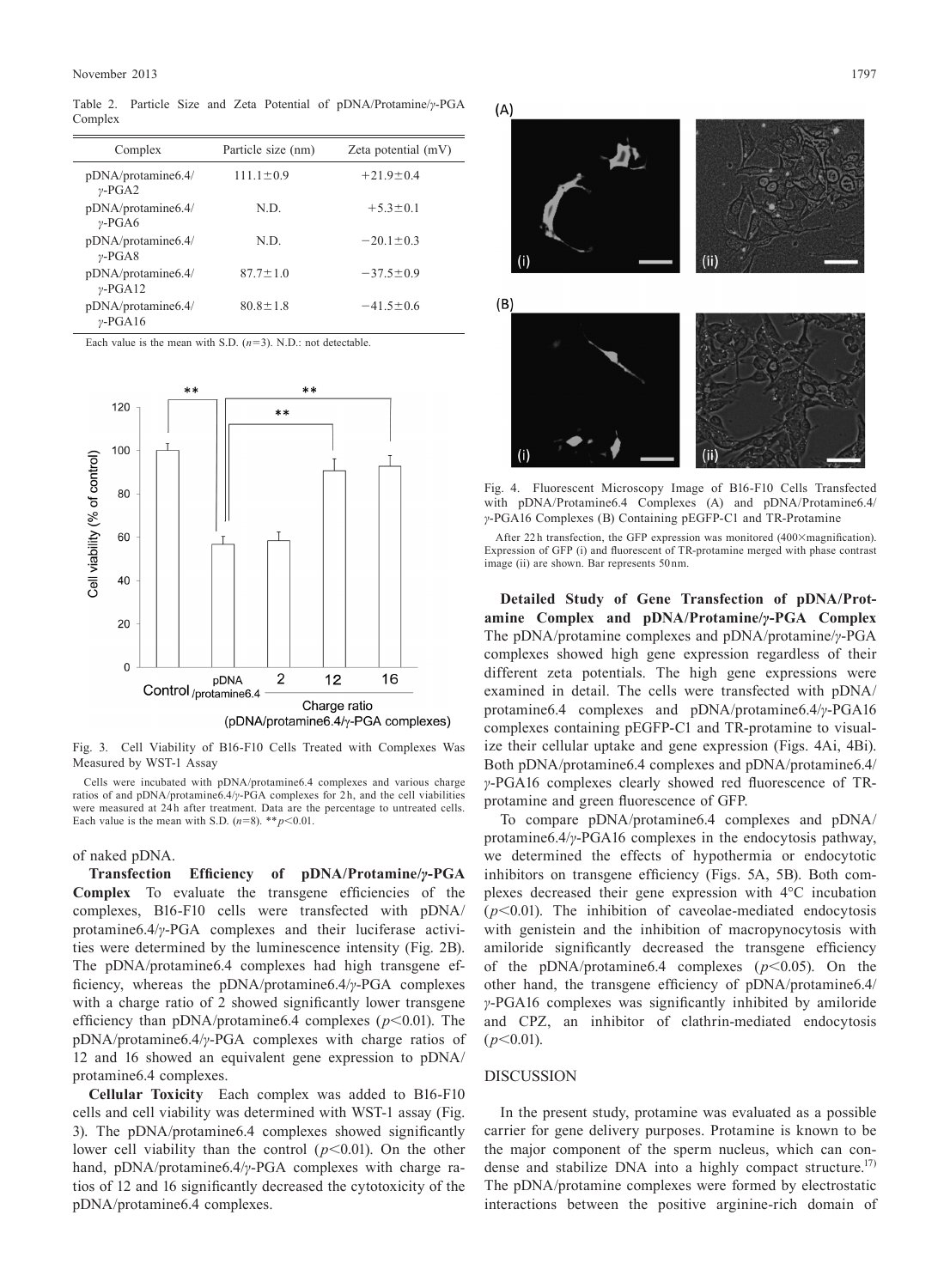Table 2. Particle Size and Zeta Potential of pDNA/Protamine/γ-PGA Complex

| Complex | Particle size (nm) | Zeta potential (mV) |
|---|---|---|
| pDNA/protamine6.4/γ-PGA2 | 111.1±0.9 | +21.9±0.4 |
| pDNA/protamine6.4/γ-PGA6 | N.D. | +5.3±0.1 |
| pDNA/protamine6.4/γ-PGA8 | N.D. | −20.1±0.3 |
| pDNA/protamine6.4/γ-PGA12 | 87.7±1.0 | −37.5±0.9 |
| pDNA/protamine6.4/γ-PGA16 | 80.8±1.8 | −41.5±0.6 |

Each value is the mean with S.D. ($n$=3). N.D.: not detectable.

Fig. 3. Cell Viability of B16-F10 Cells Treated with Complexes Was Measured by WST-1 Assay

Cells were incubated with pDNA/protamine6.4 complexes and various charge ratios of and pDNA/protamine6.4/γ-PGA complexes for 2 h, and the cell viabilities were measured at 24 h after treatment. Data are the percentage to untreated cells. Each value is the mean with S.D. ($n$=8). ** $p$<0.01.

of naked pDNA.

**Transfection Efficiency of pDNA/Protamine/γ-PGA Complex** To evaluate the transgene efficiencies of the complexes, B16-F10 cells were transfected with pDNA/protamine6.4/γ-PGA complexes and their luciferase activities were determined by the luminescence intensity (Fig. 2B). The pDNA/protamine6.4 complexes had high transgene efficiency, whereas the pDNA/protamine6.4/γ-PGA complexes with a charge ratio of 2 showed significantly lower transgene efficiency than pDNA/protamine6.4 complexes ($p$<0.01). The pDNA/protamine6.4/γ-PGA complexes with charge ratios of 12 and 16 showed an equivalent gene expression to pDNA/protamine6.4 complexes.

**Cellular Toxicity** Each complex was added to B16-F10 cells and cell viability was determined with WST-1 assay (Fig. 3). The pDNA/protamine6.4 complexes showed significantly lower cell viability than the control ($p$<0.01). On the other hand, pDNA/protamine6.4/γ-PGA complexes with charge ratios of 12 and 16 significantly decreased the cytotoxicity of the pDNA/protamine6.4 complexes.

Fig. 4. Fluorescent Microscopy Image of B16-F10 Cells Transfected with pDNA/Protamine6.4 Complexes (A) and pDNA/Protamine6.4/γ-PGA16 Complexes (B) Containing pEGFP-C1 and TR-Protamine

After 22 h transfection, the GFP expression was monitored (400× magnification). Expression of GFP (i) and fluorescent of TR-protamine merged with phase contrast image (ii) are shown. Bar represents 50 nm.

**Detailed Study of Gene Transfection of pDNA/Protamine Complex and pDNA/Protamine/γ-PGA Complex** The pDNA/protamine complexes and pDNA/protamine/γ-PGA complexes showed high gene expression regardless of their different zeta potentials. The high gene expressions were examined in detail. The cells were transfected with pDNA/protamine6.4 complexes and pDNA/protamine6.4/γ-PGA16 complexes containing pEGFP-C1 and TR-protamine to visualize their cellular uptake and gene expression (Figs. 4Ai, 4Bi). Both pDNA/protamine6.4 complexes and pDNA/protamine6.4/γ-PGA16 complexes clearly showed red fluorescence of TR-protamine and green fluorescence of GFP.

To compare pDNA/protamine6.4 complexes and pDNA/protamine6.4/γ-PGA16 complexes in the endocytosis pathway, we determined the effects of hypothermia or endocytotic inhibitors on transgene efficiency (Figs. 5A, 5B). Both complexes decreased their gene expression with 4°C incubation ($p$<0.01). The inhibition of caveolae-mediated endocytosis with genistein and the inhibition of macropynocytosis with amiloride significantly decreased the transgene efficiency of the pDNA/protamine6.4 complexes ($p$<0.05). On the other hand, the transgene efficiency of pDNA/protamine6.4/γ-PGA16 complexes was significantly inhibited by amiloride and CPZ, an inhibitor of clathrin-mediated endocytosis ($p$<0.01).

## DISCUSSION

In the present study, protamine was evaluated as a possible carrier for gene delivery purposes. Protamine is known to be the major component of the sperm nucleus, which can condense and stabilize DNA into a highly compact structure.[17] The pDNA/protamine complexes were formed by electrostatic interactions between the positive arginine-rich domain of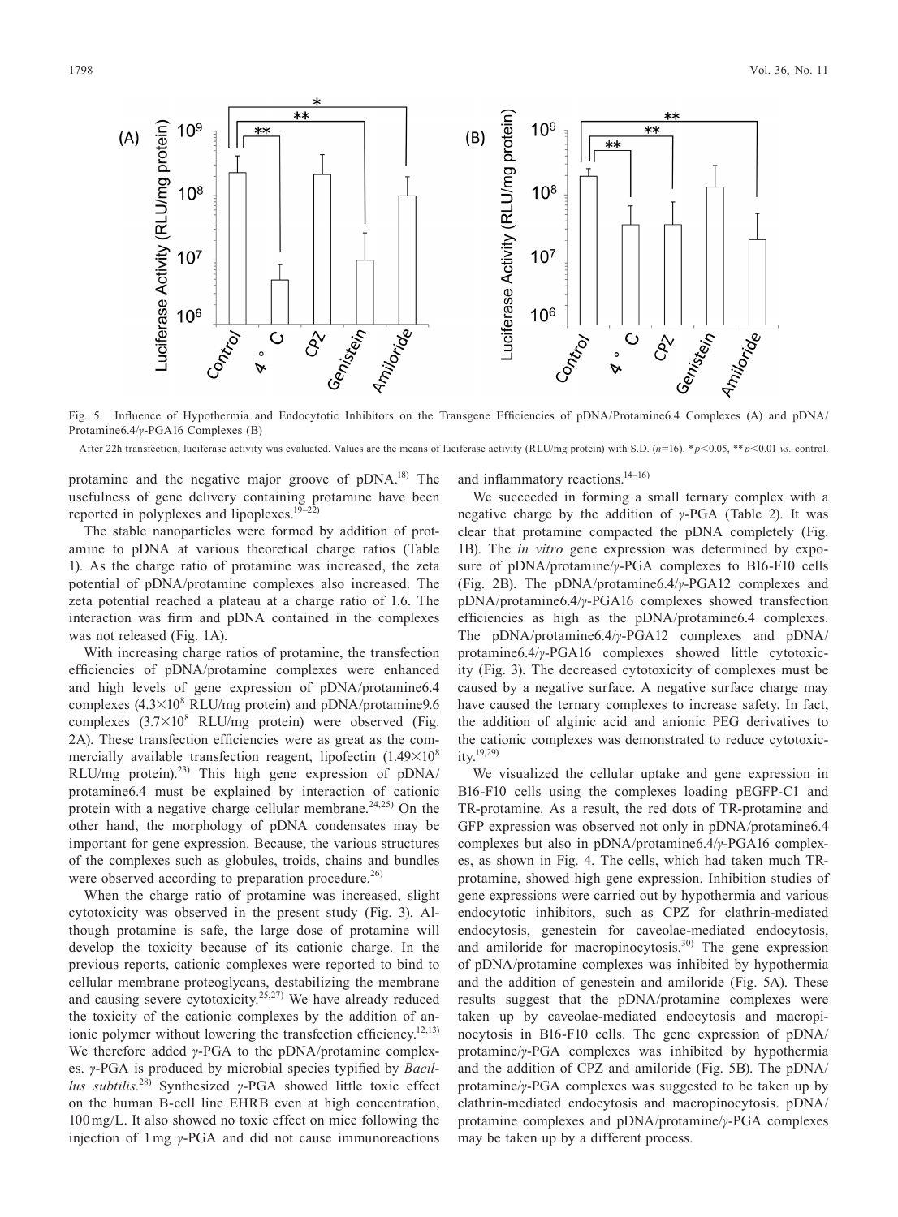Fig. 5. Influence of Hypothermia and Endocytotic Inhibitors on the Transgene Efficiencies of pDNA/Protamine6.4 Complexes (A) and pDNA/Protamine6.4/γ-PGA16 Complexes (B)

After 22h transfection, luciferase activity was evaluated. Values are the means of luciferase activity (RLU/mg protein) with S.D. ($n$=16). * $p$<0.05, ** $p$<0.01 *vs.* control.

protamine and the negative major groove of pDNA.[18] The usefulness of gene delivery containing protamine have been reported in polyplexes and lipoplexes.[19–22]

The stable nanoparticles were formed by addition of protamine to pDNA at various theoretical charge ratios (Table 1). As the charge ratio of protamine was increased, the zeta potential of pDNA/protamine complexes also increased. The zeta potential reached a plateau at a charge ratio of 1.6. The interaction was firm and pDNA contained in the complexes was not released (Fig. 1A).

With increasing charge ratios of protamine, the transfection efficiencies of pDNA/protamine complexes were enhanced and high levels of gene expression of pDNA/protamine6.4 complexes ($4.3\times10^8$ RLU/mg protein) and pDNA/protamine9.6 complexes ($3.7\times10^8$ RLU/mg protein) were observed (Fig. 2A). These transfection efficiencies were as great as the commercially available transfection reagent, lipofectin ($1.49\times10^8$ RLU/mg protein).[23] This high gene expression of pDNA/protamine6.4 must be explained by interaction of cationic protein with a negative charge cellular membrane.[24,25] On the other hand, the morphology of pDNA condensates may be important for gene expression. Because, the various structures of the complexes such as globules, troids, chains and bundles were observed according to preparation procedure.[26]

When the charge ratio of protamine was increased, slight cytotoxicity was observed in the present study (Fig. 3). Although protamine is safe, the large dose of protamine will develop the toxicity because of its cationic charge. In the previous reports, cationic complexes were reported to bind to cellular membrane proteoglycans, destabilizing the membrane and causing severe cytotoxicity.[25,27] We have already reduced the toxicity of the cationic complexes by the addition of anionic polymer without lowering the transfection efficiency.[12,13] We therefore added γ-PGA to the pDNA/protamine complexes. γ-PGA is produced by microbial species typified by *Bacillus subtilis*.[28] Synthesized γ-PGA showed little toxic effect on the human B-cell line EHRB even at high concentration, 100 mg/L. It also showed no toxic effect on mice following the injection of 1 mg γ-PGA and did not cause immunoreactions and inflammatory reactions.[14–16]

We succeeded in forming a small ternary complex with a negative charge by the addition of γ-PGA (Table 2). It was clear that protamine compacted the pDNA completely (Fig. 1B). The *in vitro* gene expression was determined by exposure of pDNA/protamine/γ-PGA complexes to B16-F10 cells (Fig. 2B). The pDNA/protamine6.4/γ-PGA12 complexes and pDNA/protamine6.4/γ-PGA16 complexes showed transfection efficiencies as high as the pDNA/protamine6.4 complexes. The pDNA/protamine6.4/γ-PGA12 complexes and pDNA/protamine6.4/γ-PGA16 complexes showed little cytotoxicity (Fig. 3). The decreased cytotoxicity of complexes must be caused by a negative surface. A negative surface charge may have caused the ternary complexes to increase safety. In fact, the addition of alginic acid and anionic PEG derivatives to the cationic complexes was demonstrated to reduce cytotoxicity.[19,29]

We visualized the cellular uptake and gene expression in B16-F10 cells using the complexes loading pEGFP-C1 and TR-protamine. As a result, the red dots of TR-protamine and GFP expression was observed not only in pDNA/protamine6.4 complexes but also in pDNA/protamine6.4/γ-PGA16 complexes, as shown in Fig. 4. The cells, which had taken much TR-protamine, showed high gene expression. Inhibition studies of gene expressions were carried out by hypothermia and various endocytotic inhibitors, such as CPZ for clathrin-mediated endocytosis, genestein for caveolae-mediated endocytosis, and amiloride for macropinocytosis.[30] The gene expression of pDNA/protamine complexes was inhibited by hypothermia and the addition of genestein and amiloride (Fig. 5A). These results suggest that the pDNA/protamine complexes were taken up by caveolae-mediated endocytosis and macropinocytosis in B16-F10 cells. The gene expression of pDNA/protamine/γ-PGA complexes was inhibited by hypothermia and the addition of CPZ and amiloride (Fig. 5B). The pDNA/protamine/γ-PGA complexes was suggested to be taken up by clathrin-mediated endocytosis and macropinocytosis. pDNA/protamine complexes and pDNA/protamine/γ-PGA complexes may be taken up by a different process.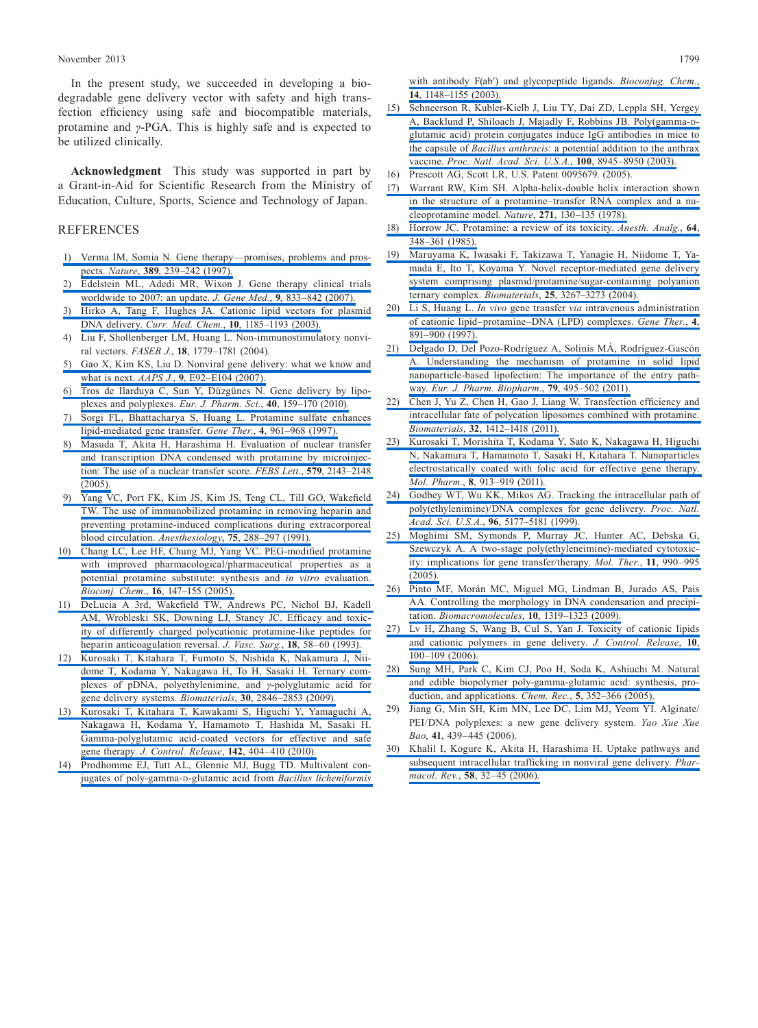In the present study, we succeeded in developing a biodegradable gene delivery vector with safety and high transfection efficiency using safe and biocompatible materials, protamine and $\gamma$-PGA. This is highly safe and is expected to be utilized clinically.

**Acknowledgment** This study was supported in part by a Grant-in-Aid for Scientific Research from the Ministry of Education, Culture, Sports, Science and Technology of Japan.

## REFERENCES

1) Verma IM, Somia N. Gene therapy—promises, problems and prospects. *Nature*, **389**, 239–242 (1997).
2) Edelstein ML, Adedi MR, Wixon J. Gene therapy clinical trials worldwide to 2007: an update. *J. Gene Med.*, **9**, 833–842 (2007).
3) Hirko A, Tang F, Hughes JA. Cationic lipid vectors for plasmid DNA delivery. *Curr. Med. Chem.*, **10**, 1185–1193 (2003).
4) Liu F, Shollenberger LM, Huang L. Non-immunostimulatory nonviral vectors. *FASEB J.*, **18**, 1779–1781 (2004).
5) Gao X, Kim KS, Liu D. Nonviral gene delivery: what we know and what is next. *AAPS J.*, **9**, E92–E104 (2007).
6) Tros de Ilarduya C, Sun Y, Düzgünes N. Gene delivery by lipoplexes and polyplexes. *Eur. J. Pharm. Sci.*, **40**, 159–170 (2010).
7) Sorgi FL, Bhattacharya S, Huang L. Protamine sulfate enhances lipid-mediated gene transfer. *Gene Ther.*, **4**, 961–968 (1997).
8) Masuda T, Akita H, Harashima H. Evaluation of nuclear transfer and transcription DNA condensed with protamine by microinjection: The use of a nuclear transfer score. *FEBS Lett.*, **579**, 2143–2148 (2005).
9) Yang VC, Port FK, Kim JS, Kim JS, Teng CL, Till GO, Wakefield TW. The use of immunobilized protamine in removing heparin and preventing protamine-induced complications during extracorporeal blood circulation. *Anesthesiology*, **75**, 288–297 (1991).
10) Chang LC, Lee HF, Chung MJ, Yang VC. PEG-modified protamine with improved pharmacological/pharmaceutical properties as a potential protamine substitute: synthesis and *in vitro* evaluation. *Bioconj. Chem.*, **16**, 147–155 (2005).
11) DeLucia A 3rd, Wakefield TW, Andrews PC, Nichol BJ, Kadell AM, Wrobleski SK, Downing LJ, Staney JC. Efficacy and toxicity of differently charged polycationic protamine-like peptides for heparin anticoagulation reversal. *J. Vasc. Surg.*, **18**, 58–60 (1993).
12) Kurosaki T, Kitahara T, Fumoto S, Nishida K, Nakamura J, Niidome T, Kodama Y, Nakagawa H, To H, Sasaki H. Ternary complexes of pDNA, polyethylenimine, and $\gamma$-polyglutamic acid for gene delivery systems. *Biomaterials*, **30**, 2846–2853 (2009).
13) Kurosaki T, Kitahara T, Kawakami S, Higuchi Y, Yamaguchi A, Nakagawa H, Kodama Y, Hamamoto T, Hashida M, Sasaki H. Gamma-polyglutamic acid-coated vectors for effective and safe gene therapy. *J. Control. Release*, **142**, 404–410 (2010).
14) Prodhomme EJ, Tutt AL, Glennie MJ, Bugg TD. Multivalent conjugates of poly-gamma-D-glutamic acid from *Bacillus licheniformis* with antibody F(ab′) and glycopeptide ligands. *Bioconjug. Chem.*, **14**, 1148–1155 (2003).
15) Schneerson R, Kubler-Kielb J, Liu TY, Dai ZD, Leppla SH, Yergey A, Backlund P, Shiloach J, Majadly F, Robbins JB. Poly(gamma-D-glutamic acid) protein conjugates induce IgG antibodies in mice to the capsule of *Bacillus anthracis*: a potential addition to the anthrax vaccine. *Proc. Natl. Acad. Sci. U.S.A.*, **100**, 8945–8950 (2003).
16) Prescott AG, Scott LR, U.S. Patent 0095679. (2005).
17) Warrant RW, Kim SH. Alpha-helix-double helix interaction shown in the structure of a protamine–transfer RNA complex and a nucleoprotamine model. *Nature*, **271**, 130–135 (1978).
18) Horrow JC. Protamine: a review of its toxicity. *Anesth. Analg.*, **64**, 348–361 (1985).
19) Maruyama K, Iwasaki F, Takizawa T, Yanagie H, Niidome T, Yamada E, Ito T, Koyama Y. Novel receptor-mediated gene delivery system comprising plasmid/protamine/sugar-containing polyanion ternary complex. *Biomaterials*, **25**, 3267–3273 (2004).
20) Li S, Huang L. *In vivo* gene transfer *via* intravenous administration of cationic lipid–protamine–DNA (LPD) complexes. *Gene Ther.*, **4**, 891–900 (1997).
21) Delgado D, Del Pozo-Rodríguez A, Solinís MÁ, Rodríguez-Gascón A. Understanding the mechanism of protamine in solid lipid nanoparticle-based lipofection: The importance of the entry pathway. *Eur. J. Pharm. Biopharm.*, **79**, 495–502 (2011).
22) Chen J, Yu Z, Chen H, Gao J, Liang W. Transfection efficiency and intracellular fate of polycation liposomes combined with protamine. *Biomaterials*, **32**, 1412–1418 (2011).
23) Kurosaki T, Morishita T, Kodama Y, Sato K, Nakagawa H, Higuchi N, Nakamura T, Hamamoto T, Sasaki H, Kitahara T. Nanoparticles electrostatically coated with folic acid for effective gene therapy. *Mol. Pharm.*, **8**, 913–919 (2011).
24) Godbey WT, Wu KK, Mikos AG. Tracking the intracellular path of poly(ethylenimine)/DNA complexes for gene delivery. *Proc. Natl. Acad. Sci. U.S.A.*, **96**, 5177–5181 (1999).
25) Moghimi SM, Symonds P, Murray JC, Hunter AC, Debska G, Szewczyk A. A two-stage poly(ethyleneimine)-mediated cytotoxicity: implications for gene transfer/therapy. *Mol. Ther.*, **11**, 990–995 (2005).
26) Pinto MF, Morán MC, Miguel MG, Lindman B, Jurado AS, Pais AA. Controlling the morphology in DNA condensation and precipitation. *Biomacromolecules*, **10**, 1319–1323 (2009).
27) Lv H, Zhang S, Wang B, Cul S, Yan J. Toxicity of cationic lipids and cationic polymers in gene delivery. *J. Control. Release*, **10**, 100–109 (2006).
28) Sung MH, Park C, Kim CJ, Poo H, Soda K, Ashiuchi M. Natural and edible biopolymer poly-gamma-glutamic acid: synthesis, production, and applications. *Chem. Rec.*, **5**, 352–366 (2005).
29) Jiang G, Min SH, Kim MN, Lee DC, Lim MJ, Yeom YI. Alginate/PEI/DNA polyplexes: a new gene delivery system. *Yao Xue Xue Bao*, **41**, 439–445 (2006).
30) Khalil I, Kogure K, Akita H, Harashima H. Uptake pathways and subsequent intracellular trafficking in nonviral gene delivery. *Pharmacol. Rev.*, **58**, 32–45 (2006).